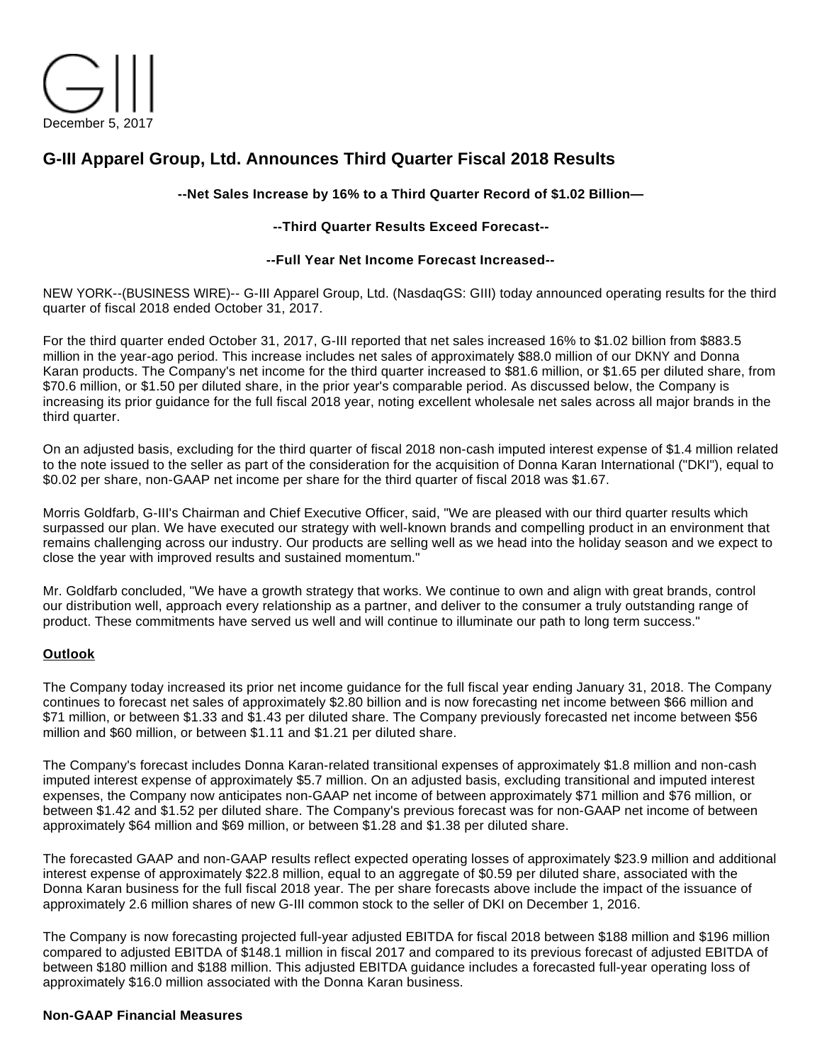December 5, 2017

# G-III Apparel Group, Ltd. Announces Third Quarter Fiscal 2018 Results

**--Net Sales Increase by 16% to a Third Quarter Record of $1.02 Billion—**

**--Third Quarter Results Exceed Forecast--**

**--Full Year Net Income Forecast Increased--**

NEW YORK--(BUSINESS WIRE)-- G-III Apparel Group, Ltd. (NasdaqGS: GIII) today announced operating results for the third quarter of fiscal 2018 ended October 31, 2017.

For the third quarter ended October 31, 2017, G-III reported that net sales increased 16% to $1.02 billion from $883.5 million in the year-ago period. This increase includes net sales of approximately $88.0 million of our DKNY and Donna Karan products. The Company's net income for the third quarter increased to $81.6 million, or $1.65 per diluted share, from $70.6 million, or $1.50 per diluted share, in the prior year's comparable period. As discussed below, the Company is increasing its prior guidance for the full fiscal 2018 year, noting excellent wholesale net sales across all major brands in the third quarter.

On an adjusted basis, excluding for the third quarter of fiscal 2018 non-cash imputed interest expense of $1.4 million related to the note issued to the seller as part of the consideration for the acquisition of Donna Karan International ("DKI"), equal to $0.02 per share, non-GAAP net income per share for the third quarter of fiscal 2018 was $1.67.

Morris Goldfarb, G-III's Chairman and Chief Executive Officer, said, "We are pleased with our third quarter results which surpassed our plan. We have executed our strategy with well-known brands and compelling product in an environment that remains challenging across our industry. Our products are selling well as we head into the holiday season and we expect to close the year with improved results and sustained momentum."

Mr. Goldfarb concluded, "We have a growth strategy that works. We continue to own and align with great brands, control our distribution well, approach every relationship as a partner, and deliver to the consumer a truly outstanding range of product. These commitments have served us well and will continue to illuminate our path to long term success."

## Outlook

The Company today increased its prior net income guidance for the full fiscal year ending January 31, 2018. The Company continues to forecast net sales of approximately $2.80 billion and is now forecasting net income between $66 million and $71 million, or between $1.33 and $1.43 per diluted share. The Company previously forecasted net income between $56 million and $60 million, or between $1.11 and $1.21 per diluted share.

The Company's forecast includes Donna Karan-related transitional expenses of approximately $1.8 million and non-cash imputed interest expense of approximately $5.7 million. On an adjusted basis, excluding transitional and imputed interest expenses, the Company now anticipates non-GAAP net income of between approximately $71 million and $76 million, or between $1.42 and $1.52 per diluted share. The Company's previous forecast was for non-GAAP net income of between approximately $64 million and $69 million, or between $1.28 and $1.38 per diluted share.

The forecasted GAAP and non-GAAP results reflect expected operating losses of approximately $23.9 million and additional interest expense of approximately $22.8 million, equal to an aggregate of $0.59 per diluted share, associated with the Donna Karan business for the full fiscal 2018 year. The per share forecasts above include the impact of the issuance of approximately 2.6 million shares of new G-III common stock to the seller of DKI on December 1, 2016.

The Company is now forecasting projected full-year adjusted EBITDA for fiscal 2018 between $188 million and $196 million compared to adjusted EBITDA of $148.1 million in fiscal 2017 and compared to its previous forecast of adjusted EBITDA of between $180 million and $188 million. This adjusted EBITDA guidance includes a forecasted full-year operating loss of approximately $16.0 million associated with the Donna Karan business.

## Non-GAAP Financial Measures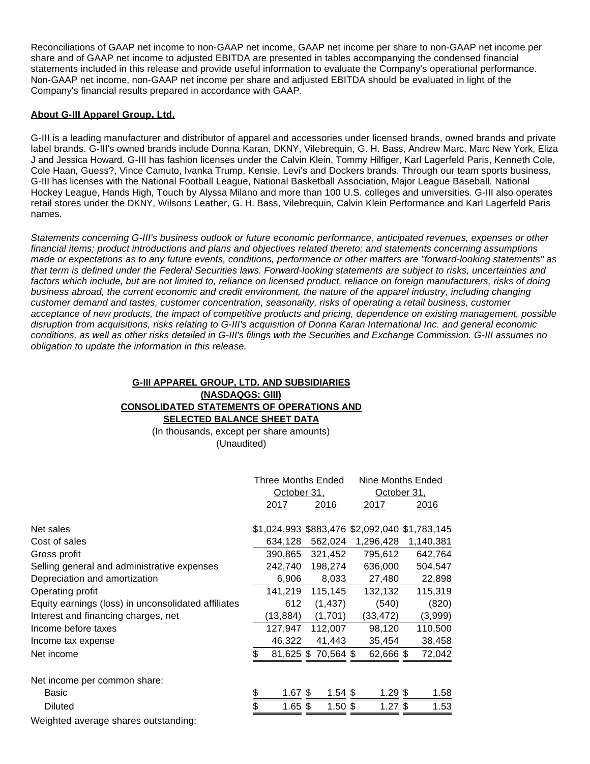Reconciliations of GAAP net income to non-GAAP net income, GAAP net income per share to non-GAAP net income per share and of GAAP net income to adjusted EBITDA are presented in tables accompanying the condensed financial statements included in this release and provide useful information to evaluate the Company's operational performance. Non-GAAP net income, non-GAAP net income per share and adjusted EBITDA should be evaluated in light of the Company's financial results prepared in accordance with GAAP.

**About G-III Apparel Group, Ltd.**

G-III is a leading manufacturer and distributor of apparel and accessories under licensed brands, owned brands and private label brands. G-III's owned brands include Donna Karan, DKNY, Vilebrequin, G. H. Bass, Andrew Marc, Marc New York, Eliza J and Jessica Howard. G-III has fashion licenses under the Calvin Klein, Tommy Hilfiger, Karl Lagerfeld Paris, Kenneth Cole, Cole Haan, Guess?, Vince Camuto, Ivanka Trump, Kensie, Levi's and Dockers brands. Through our team sports business, G-III has licenses with the National Football League, National Basketball Association, Major League Baseball, National Hockey League, Hands High, Touch by Alyssa Milano and more than 100 U.S. colleges and universities. G-III also operates retail stores under the DKNY, Wilsons Leather, G. H. Bass, Vilebrequin, Calvin Klein Performance and Karl Lagerfeld Paris names.

*Statements concerning G-III's business outlook or future economic performance, anticipated revenues, expenses or other financial items; product introductions and plans and objectives related thereto; and statements concerning assumptions made or expectations as to any future events, conditions, performance or other matters are "forward-looking statements" as that term is defined under the Federal Securities laws. Forward-looking statements are subject to risks, uncertainties and factors which include, but are not limited to, reliance on licensed product, reliance on foreign manufacturers, risks of doing business abroad, the current economic and credit environment, the nature of the apparel industry, including changing customer demand and tastes, customer concentration, seasonality, risks of operating a retail business, customer acceptance of new products, the impact of competitive products and pricing, dependence on existing management, possible disruption from acquisitions, risks relating to G-III's acquisition of Donna Karan International Inc. and general economic conditions, as well as other risks detailed in G-III's filings with the Securities and Exchange Commission. G-III assumes no obligation to update the information in this release.*

**G-III APPAREL GROUP, LTD. AND SUBSIDIARIES**
**(NASDAQGS: GIII)**
**CONSOLIDATED STATEMENTS OF OPERATIONS AND SELECTED BALANCE SHEET DATA**
(In thousands, except per share amounts)
(Unaudited)

| | Three Months Ended October 31, | | Nine Months Ended October 31, | |
|---|---|---|---|---|
| | 2017 | 2016 | 2017 | 2016 |
| Net sales | $1,024,993 | $883,476 | $2,092,040 | $1,783,145 |
| Cost of sales | 634,128 | 562,024 | 1,296,428 | 1,140,381 |
| Gross profit | 390,865 | 321,452 | 795,612 | 642,764 |
| Selling general and administrative expenses | 242,740 | 198,274 | 636,000 | 504,547 |
| Depreciation and amortization | 6,906 | 8,033 | 27,480 | 22,898 |
| Operating profit | 141,219 | 115,145 | 132,132 | 115,319 |
| Equity earnings (loss) in unconsolidated affiliates | 612 | (1,437) | (540) | (820) |
| Interest and financing charges, net | (13,884) | (1,701) | (33,472) | (3,999) |
| Income before taxes | 127,947 | 112,007 | 98,120 | 110,500 |
| Income tax expense | 46,322 | 41,443 | 35,454 | 38,458 |
| Net income | $ 81,625 | $ 70,564 | $ 62,666 | $ 72,042 |
| Net income per common share: | | | | |
| Basic | $ 1.67 | $ 1.54 | $ 1.29 | $ 1.58 |
| Diluted | $ 1.65 | $ 1.50 | $ 1.27 | $ 1.53 |
| Weighted average shares outstanding: | | | | |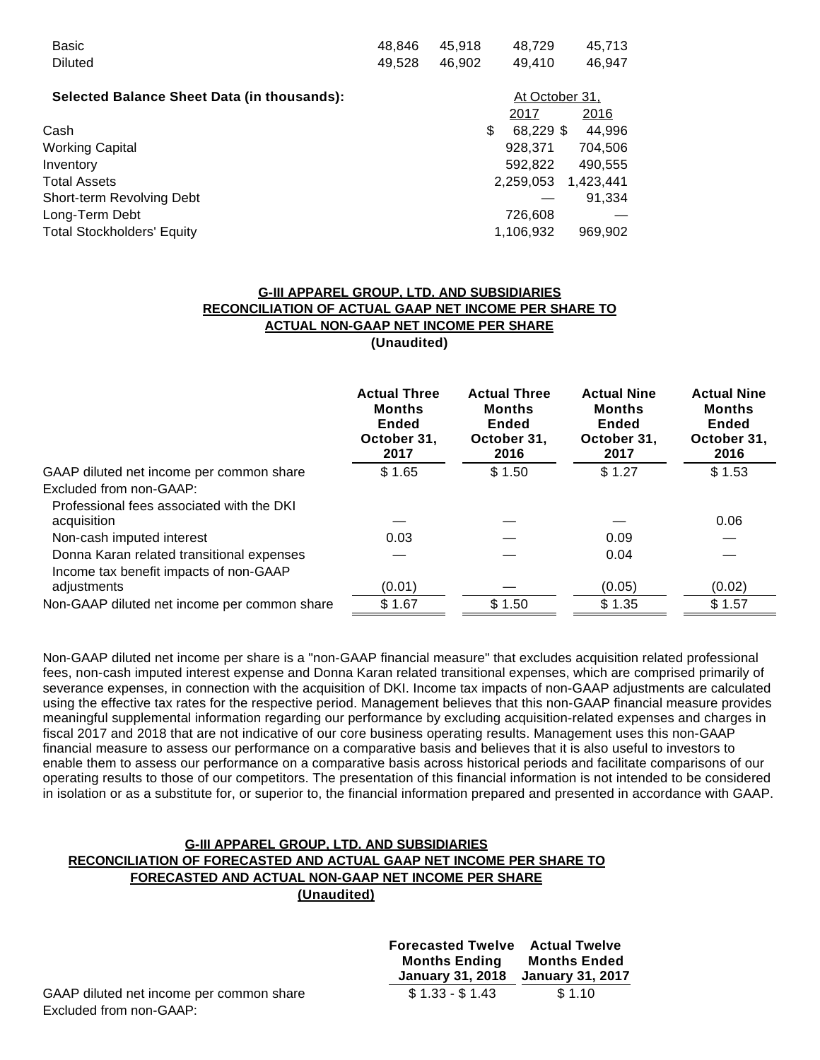| | | | | |
|---|---|---|---|---|
| Basic | 48,846 | 45,918 | 48,729 | 45,713 |
| Diluted | 49,528 | 46,902 | 49,410 | 46,947 |

| **Selected Balance Sheet Data (in thousands):** | At October 31, 2017 | At October 31, 2016 |
|---|---|---|
| Cash | $ 68,229 | $ 44,996 |
| Working Capital | 928,371 | 704,506 |
| Inventory | 592,822 | 490,555 |
| Total Assets | 2,259,053 | 1,423,441 |
| Short-term Revolving Debt | — | 91,334 |
| Long-Term Debt | 726,608 | — |
| Total Stockholders' Equity | 1,106,932 | 969,902 |

**G-III APPAREL GROUP, LTD. AND SUBSIDIARIES**
**RECONCILIATION OF ACTUAL GAAP NET INCOME PER SHARE TO ACTUAL NON-GAAP NET INCOME PER SHARE**
**(Unaudited)**

| | **Actual Three Months Ended October 31, 2017** | **Actual Three Months Ended October 31, 2016** | **Actual Nine Months Ended October 31, 2017** | **Actual Nine Months Ended October 31, 2016** |
|---|---|---|---|---|
| GAAP diluted net income per common share | $ 1.65 | $ 1.50 | $ 1.27 | $ 1.53 |
| Excluded from non-GAAP: | | | | |
| Professional fees associated with the DKI acquisition | — | — | — | 0.06 |
| Non-cash imputed interest | 0.03 | — | 0.09 | — |
| Donna Karan related transitional expenses | — | — | 0.04 | — |
| Income tax benefit impacts of non-GAAP adjustments | (0.01) | — | (0.05) | (0.02) |
| Non-GAAP diluted net income per common share | $ 1.67 | $ 1.50 | $ 1.35 | $ 1.57 |

Non-GAAP diluted net income per share is a "non-GAAP financial measure" that excludes acquisition related professional fees, non-cash imputed interest expense and Donna Karan related transitional expenses, which are comprised primarily of severance expenses, in connection with the acquisition of DKI. Income tax impacts of non-GAAP adjustments are calculated using the effective tax rates for the respective period. Management believes that this non-GAAP financial measure provides meaningful supplemental information regarding our performance by excluding acquisition-related expenses and charges in fiscal 2017 and 2018 that are not indicative of our core business operating results. Management uses this non-GAAP financial measure to assess our performance on a comparative basis and believes that it is also useful to investors to enable them to assess our performance on a comparative basis across historical periods and facilitate comparisons of our operating results to those of our competitors. The presentation of this financial information is not intended to be considered in isolation or as a substitute for, or superior to, the financial information prepared and presented in accordance with GAAP.

**G-III APPAREL GROUP, LTD. AND SUBSIDIARIES**
**RECONCILIATION OF FORECASTED AND ACTUAL GAAP NET INCOME PER SHARE TO FORECASTED AND ACTUAL NON-GAAP NET INCOME PER SHARE**
**(Unaudited)**

| | **Forecasted Twelve Months Ending January 31, 2018** | **Actual Twelve Months Ended January 31, 2017** |
|---|---|---|
| GAAP diluted net income per common share | $ 1.33 - $ 1.43 | $ 1.10 |
| Excluded from non-GAAP: | | |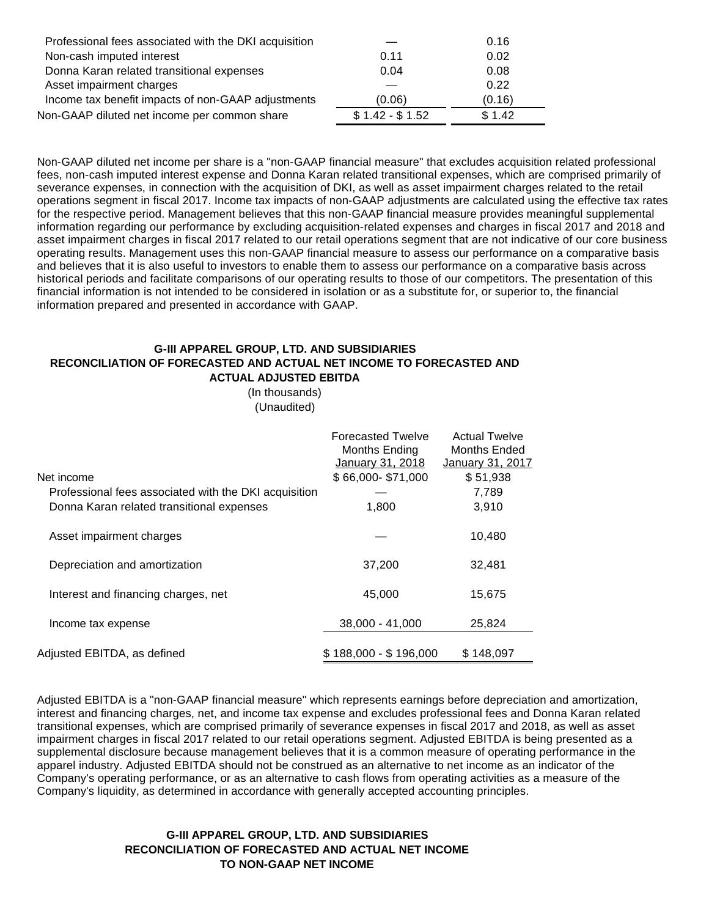| | | |
|---|---|---|
| Professional fees associated with the DKI acquisition | — | 0.16 |
| Non-cash imputed interest | 0.11 | 0.02 |
| Donna Karan related transitional expenses | 0.04 | 0.08 |
| Asset impairment charges | — | 0.22 |
| Income tax benefit impacts of non-GAAP adjustments | (0.06) | (0.16) |
| Non-GAAP diluted net income per common share | $ 1.42 - $ 1.52 | $ 1.42 |

Non-GAAP diluted net income per share is a "non-GAAP financial measure" that excludes acquisition related professional fees, non-cash imputed interest expense and Donna Karan related transitional expenses, which are comprised primarily of severance expenses, in connection with the acquisition of DKI, as well as asset impairment charges related to the retail operations segment in fiscal 2017. Income tax impacts of non-GAAP adjustments are calculated using the effective tax rates for the respective period. Management believes that this non-GAAP financial measure provides meaningful supplemental information regarding our performance by excluding acquisition-related expenses and charges in fiscal 2017 and 2018 and asset impairment charges in fiscal 2017 related to our retail operations segment that are not indicative of our core business operating results. Management uses this non-GAAP financial measure to assess our performance on a comparative basis and believes that it is also useful to investors to enable them to assess our performance on a comparative basis across historical periods and facilitate comparisons of our operating results to those of our competitors. The presentation of this financial information is not intended to be considered in isolation or as a substitute for, or superior to, the financial information prepared and presented in accordance with GAAP.

**G-III APPAREL GROUP, LTD. AND SUBSIDIARIES**
**RECONCILIATION OF FORECASTED AND ACTUAL NET INCOME TO FORECASTED AND ACTUAL ADJUSTED EBITDA**
(In thousands)
(Unaudited)

| | Forecasted Twelve Months Ending January 31, 2018 | Actual Twelve Months Ended January 31, 2017 |
|---|---|---|
| Net income | $ 66,000- $71,000 | $ 51,938 |
| Professional fees associated with the DKI acquisition | — | 7,789 |
| Donna Karan related transitional expenses | 1,800 | 3,910 |
| Asset impairment charges | — | 10,480 |
| Depreciation and amortization | 37,200 | 32,481 |
| Interest and financing charges, net | 45,000 | 15,675 |
| Income tax expense | 38,000 - 41,000 | 25,824 |
| Adjusted EBITDA, as defined | $ 188,000 - $ 196,000 | $ 148,097 |

Adjusted EBITDA is a "non-GAAP financial measure" which represents earnings before depreciation and amortization, interest and financing charges, net, and income tax expense and excludes professional fees and Donna Karan related transitional expenses, which are comprised primarily of severance expenses in fiscal 2017 and 2018, as well as asset impairment charges in fiscal 2017 related to our retail operations segment. Adjusted EBITDA is being presented as a supplemental disclosure because management believes that it is a common measure of operating performance in the apparel industry. Adjusted EBITDA should not be construed as an alternative to net income as an indicator of the Company's operating performance, or as an alternative to cash flows from operating activities as a measure of the Company's liquidity, as determined in accordance with generally accepted accounting principles.

**G-III APPAREL GROUP, LTD. AND SUBSIDIARIES**
**RECONCILIATION OF FORECASTED AND ACTUAL NET INCOME TO NON-GAAP NET INCOME**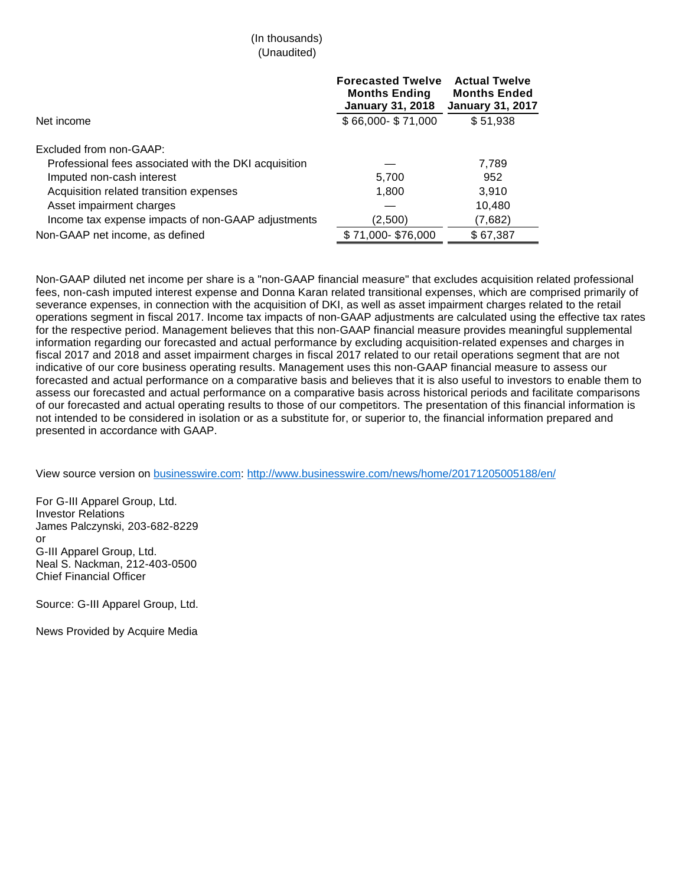(In thousands)
(Unaudited)

| | Forecasted Twelve Months Ending January 31, 2018 | Actual Twelve Months Ended January 31, 2017 |
| --- | --- | --- |
| Net income | $ 66,000- $ 71,000 | $ 51,938 |
| | | |
| Excluded from non-GAAP: | | |
| Professional fees associated with the DKI acquisition | — | 7,789 |
| Imputed non-cash interest | 5,700 | 952 |
| Acquisition related transition expenses | 1,800 | 3,910 |
| Asset impairment charges | — | 10,480 |
| Income tax expense impacts of non-GAAP adjustments | (2,500) | (7,682) |
| Non-GAAP net income, as defined | $ 71,000- $76,000 | $ 67,387 |

Non-GAAP diluted net income per share is a "non-GAAP financial measure" that excludes acquisition related professional fees, non-cash imputed interest expense and Donna Karan related transitional expenses, which are comprised primarily of severance expenses, in connection with the acquisition of DKI, as well as asset impairment charges related to the retail operations segment in fiscal 2017. Income tax impacts of non-GAAP adjustments are calculated using the effective tax rates for the respective period. Management believes that this non-GAAP financial measure provides meaningful supplemental information regarding our forecasted and actual performance by excluding acquisition-related expenses and charges in fiscal 2017 and 2018 and asset impairment charges in fiscal 2017 related to our retail operations segment that are not indicative of our core business operating results. Management uses this non-GAAP financial measure to assess our forecasted and actual performance on a comparative basis and believes that it is also useful to investors to enable them to assess our forecasted and actual performance on a comparative basis across historical periods and facilitate comparisons of our forecasted and actual operating results to those of our competitors. The presentation of this financial information is not intended to be considered in isolation or as a substitute for, or superior to, the financial information prepared and presented in accordance with GAAP.

View source version on [businesswire.com](http://businesswire.com): [http://www.businesswire.com/news/home/20171205005188/en/](http://www.businesswire.com/news/home/20171205005188/en/)

For G-III Apparel Group, Ltd.
Investor Relations
James Palczynski, 203-682-8229
or
G-III Apparel Group, Ltd.
Neal S. Nackman, 212-403-0500
Chief Financial Officer

Source: G-III Apparel Group, Ltd.

News Provided by Acquire Media